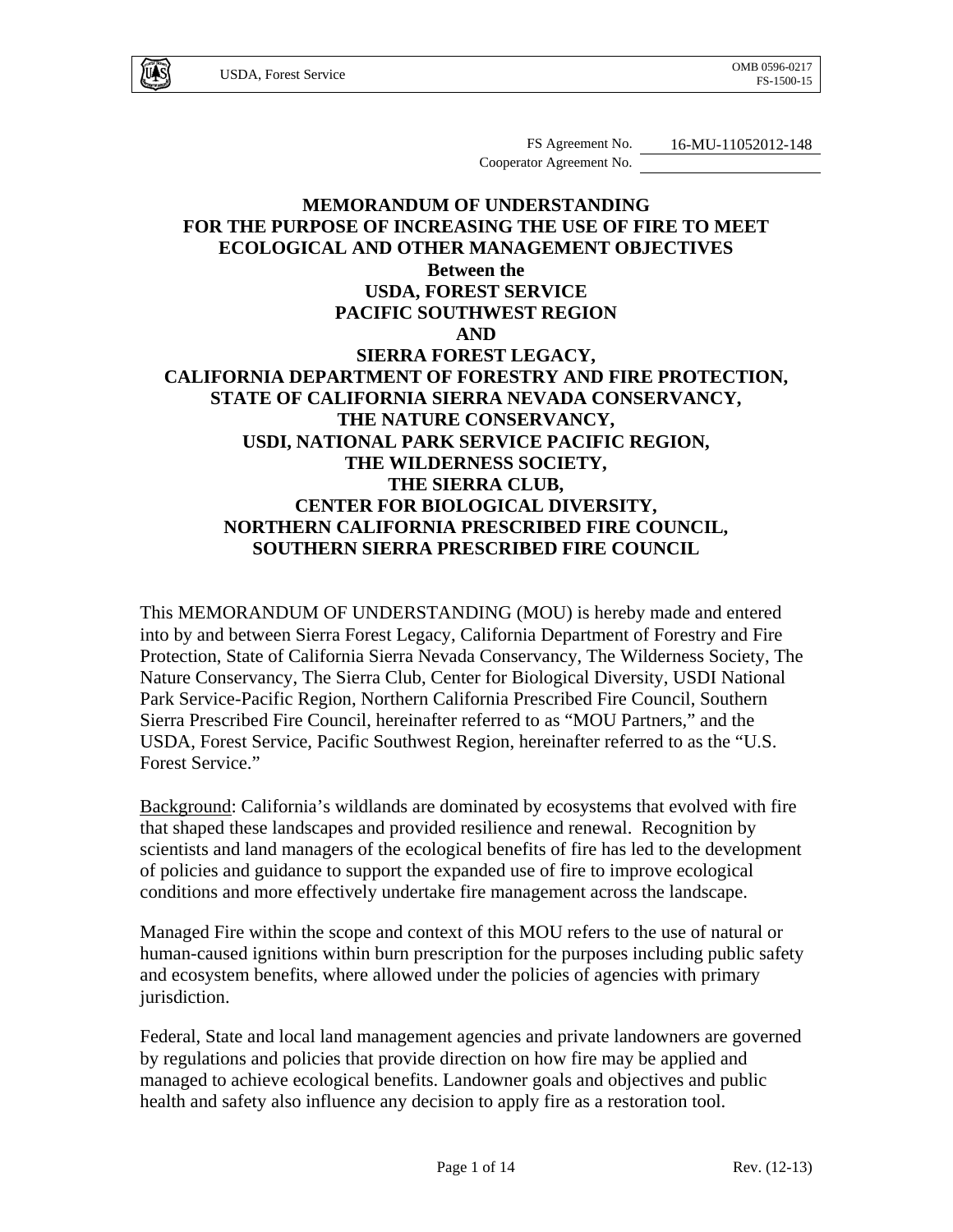FS Agreement No. 16-MU-11052012-148
Cooperator Agreement No.

# MEMORANDUM OF UNDERSTANDING FOR THE PURPOSE OF INCREASING THE USE OF FIRE TO MEET ECOLOGICAL AND OTHER MANAGEMENT OBJECTIVES

**Between the**
**USDA, FOREST SERVICE**
**PACIFIC SOUTHWEST REGION**
**AND**
**SIERRA FOREST LEGACY,**
**CALIFORNIA DEPARTMENT OF FORESTRY AND FIRE PROTECTION,**
**STATE OF CALIFORNIA SIERRA NEVADA CONSERVANCY,**
**THE NATURE CONSERVANCY,**
**USDI, NATIONAL PARK SERVICE PACIFIC REGION,**
**THE WILDERNESS SOCIETY,**
**THE SIERRA CLUB,**
**CENTER FOR BIOLOGICAL DIVERSITY,**
**NORTHERN CALIFORNIA PRESCRIBED FIRE COUNCIL,**
**SOUTHERN SIERRA PRESCRIBED FIRE COUNCIL**

This MEMORANDUM OF UNDERSTANDING (MOU) is hereby made and entered into by and between Sierra Forest Legacy, California Department of Forestry and Fire Protection, State of California Sierra Nevada Conservancy, The Wilderness Society, The Nature Conservancy, The Sierra Club, Center for Biological Diversity, USDI National Park Service-Pacific Region, Northern California Prescribed Fire Council, Southern Sierra Prescribed Fire Council, hereinafter referred to as "MOU Partners," and the USDA, Forest Service, Pacific Southwest Region, hereinafter referred to as the "U.S. Forest Service."

Background: California's wildlands are dominated by ecosystems that evolved with fire that shaped these landscapes and provided resilience and renewal. Recognition by scientists and land managers of the ecological benefits of fire has led to the development of policies and guidance to support the expanded use of fire to improve ecological conditions and more effectively undertake fire management across the landscape.

Managed Fire within the scope and context of this MOU refers to the use of natural or human-caused ignitions within burn prescription for the purposes including public safety and ecosystem benefits, where allowed under the policies of agencies with primary jurisdiction.

Federal, State and local land management agencies and private landowners are governed by regulations and policies that provide direction on how fire may be applied and managed to achieve ecological benefits. Landowner goals and objectives and public health and safety also influence any decision to apply fire as a restoration tool.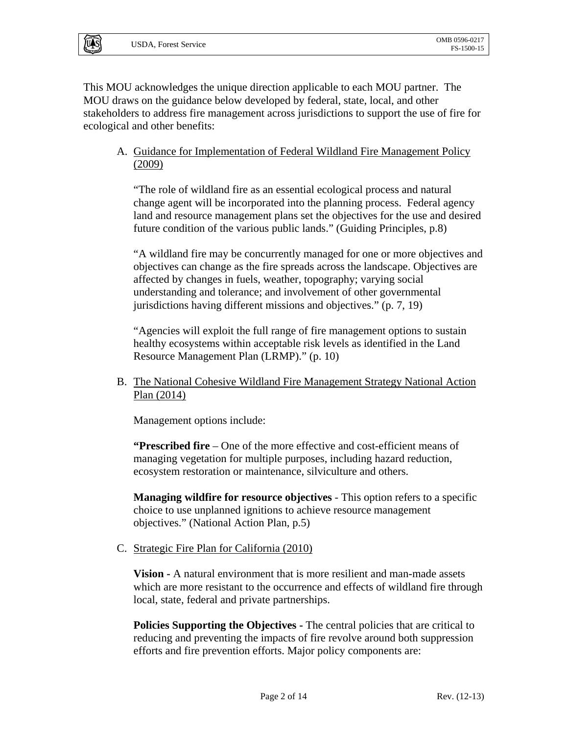This MOU acknowledges the unique direction applicable to each MOU partner. The MOU draws on the guidance below developed by federal, state, local, and other stakeholders to address fire management across jurisdictions to support the use of fire for ecological and other benefits:

A. <u>Guidance for Implementation of Federal Wildland Fire Management Policy (2009)</u>

   "The role of wildland fire as an essential ecological process and natural change agent will be incorporated into the planning process. Federal agency land and resource management plans set the objectives for the use and desired future condition of the various public lands." (Guiding Principles, p.8)

   "A wildland fire may be concurrently managed for one or more objectives and objectives can change as the fire spreads across the landscape. Objectives are affected by changes in fuels, weather, topography; varying social understanding and tolerance; and involvement of other governmental jurisdictions having different missions and objectives." (p. 7, 19)

   "Agencies will exploit the full range of fire management options to sustain healthy ecosystems within acceptable risk levels as identified in the Land Resource Management Plan (LRMP)." (p. 10)

B. <u>The National Cohesive Wildland Fire Management Strategy National Action Plan (2014)</u>

   Management options include:

   **"Prescribed fire** – One of the more effective and cost-efficient means of managing vegetation for multiple purposes, including hazard reduction, ecosystem restoration or maintenance, silviculture and others.

   **Managing wildfire for resource objectives** - This option refers to a specific choice to use unplanned ignitions to achieve resource management objectives." (National Action Plan, p.5)

C. <u>Strategic Fire Plan for California (2010)</u>

   **Vision -** A natural environment that is more resilient and man-made assets which are more resistant to the occurrence and effects of wildland fire through local, state, federal and private partnerships.

   **Policies Supporting the Objectives -** The central policies that are critical to reducing and preventing the impacts of fire revolve around both suppression efforts and fire prevention efforts. Major policy components are: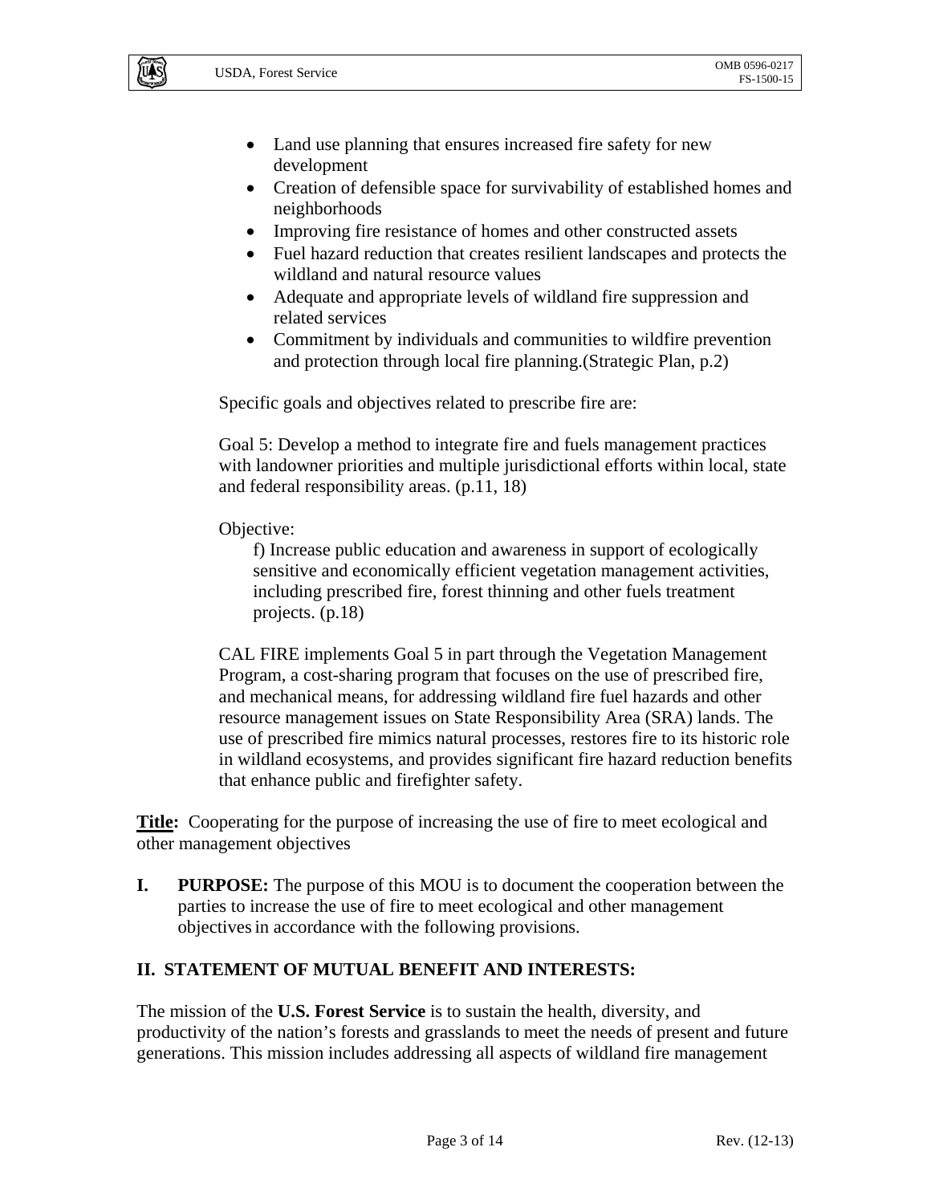- Land use planning that ensures increased fire safety for new development
- Creation of defensible space for survivability of established homes and neighborhoods
- Improving fire resistance of homes and other constructed assets
- Fuel hazard reduction that creates resilient landscapes and protects the wildland and natural resource values
- Adequate and appropriate levels of wildland fire suppression and related services
- Commitment by individuals and communities to wildfire prevention and protection through local fire planning.(Strategic Plan, p.2)

Specific goals and objectives related to prescribe fire are:

Goal 5: Develop a method to integrate fire and fuels management practices with landowner priorities and multiple jurisdictional efforts within local, state and federal responsibility areas. (p.11, 18)

Objective:

f) Increase public education and awareness in support of ecologically sensitive and economically efficient vegetation management activities, including prescribed fire, forest thinning and other fuels treatment projects. (p.18)

CAL FIRE implements Goal 5 in part through the Vegetation Management Program, a cost-sharing program that focuses on the use of prescribed fire, and mechanical means, for addressing wildland fire fuel hazards and other resource management issues on State Responsibility Area (SRA) lands. The use of prescribed fire mimics natural processes, restores fire to its historic role in wildland ecosystems, and provides significant fire hazard reduction benefits that enhance public and firefighter safety.

**Title:** Cooperating for the purpose of increasing the use of fire to meet ecological and other management objectives

**I. PURPOSE:** The purpose of this MOU is to document the cooperation between the parties to increase the use of fire to meet ecological and other management objectives in accordance with the following provisions.

## II. STATEMENT OF MUTUAL BENEFIT AND INTERESTS:

The mission of the **U.S. Forest Service** is to sustain the health, diversity, and productivity of the nation's forests and grasslands to meet the needs of present and future generations. This mission includes addressing all aspects of wildland fire management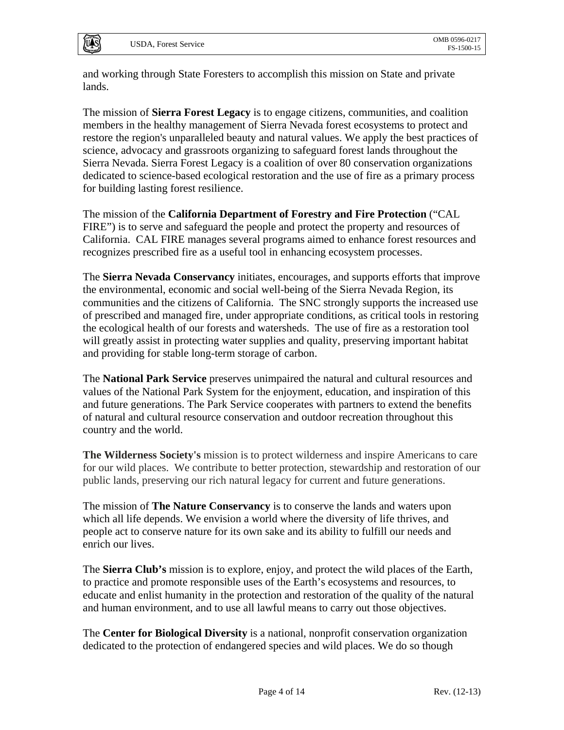and working through State Foresters to accomplish this mission on State and private lands.

The mission of **Sierra Forest Legacy** is to engage citizens, communities, and coalition members in the healthy management of Sierra Nevada forest ecosystems to protect and restore the region's unparalleled beauty and natural values. We apply the best practices of science, advocacy and grassroots organizing to safeguard forest lands throughout the Sierra Nevada. Sierra Forest Legacy is a coalition of over 80 conservation organizations dedicated to science-based ecological restoration and the use of fire as a primary process for building lasting forest resilience.

The mission of the **California Department of Forestry and Fire Protection** ("CAL FIRE") is to serve and safeguard the people and protect the property and resources of California. CAL FIRE manages several programs aimed to enhance forest resources and recognizes prescribed fire as a useful tool in enhancing ecosystem processes.

The **Sierra Nevada Conservancy** initiates, encourages, and supports efforts that improve the environmental, economic and social well-being of the Sierra Nevada Region, its communities and the citizens of California. The SNC strongly supports the increased use of prescribed and managed fire, under appropriate conditions, as critical tools in restoring the ecological health of our forests and watersheds. The use of fire as a restoration tool will greatly assist in protecting water supplies and quality, preserving important habitat and providing for stable long-term storage of carbon.

The **National Park Service** preserves unimpaired the natural and cultural resources and values of the National Park System for the enjoyment, education, and inspiration of this and future generations. The Park Service cooperates with partners to extend the benefits of natural and cultural resource conservation and outdoor recreation throughout this country and the world.

**The Wilderness Society's** mission is to protect wilderness and inspire Americans to care for our wild places. We contribute to better protection, stewardship and restoration of our public lands, preserving our rich natural legacy for current and future generations.

The mission of **The Nature Conservancy** is to conserve the lands and waters upon which all life depends. We envision a world where the diversity of life thrives, and people act to conserve nature for its own sake and its ability to fulfill our needs and enrich our lives.

The **Sierra Club's** mission is to explore, enjoy, and protect the wild places of the Earth, to practice and promote responsible uses of the Earth's ecosystems and resources, to educate and enlist humanity in the protection and restoration of the quality of the natural and human environment, and to use all lawful means to carry out those objectives.

The **Center for Biological Diversity** is a national, nonprofit conservation organization dedicated to the protection of endangered species and wild places. We do so though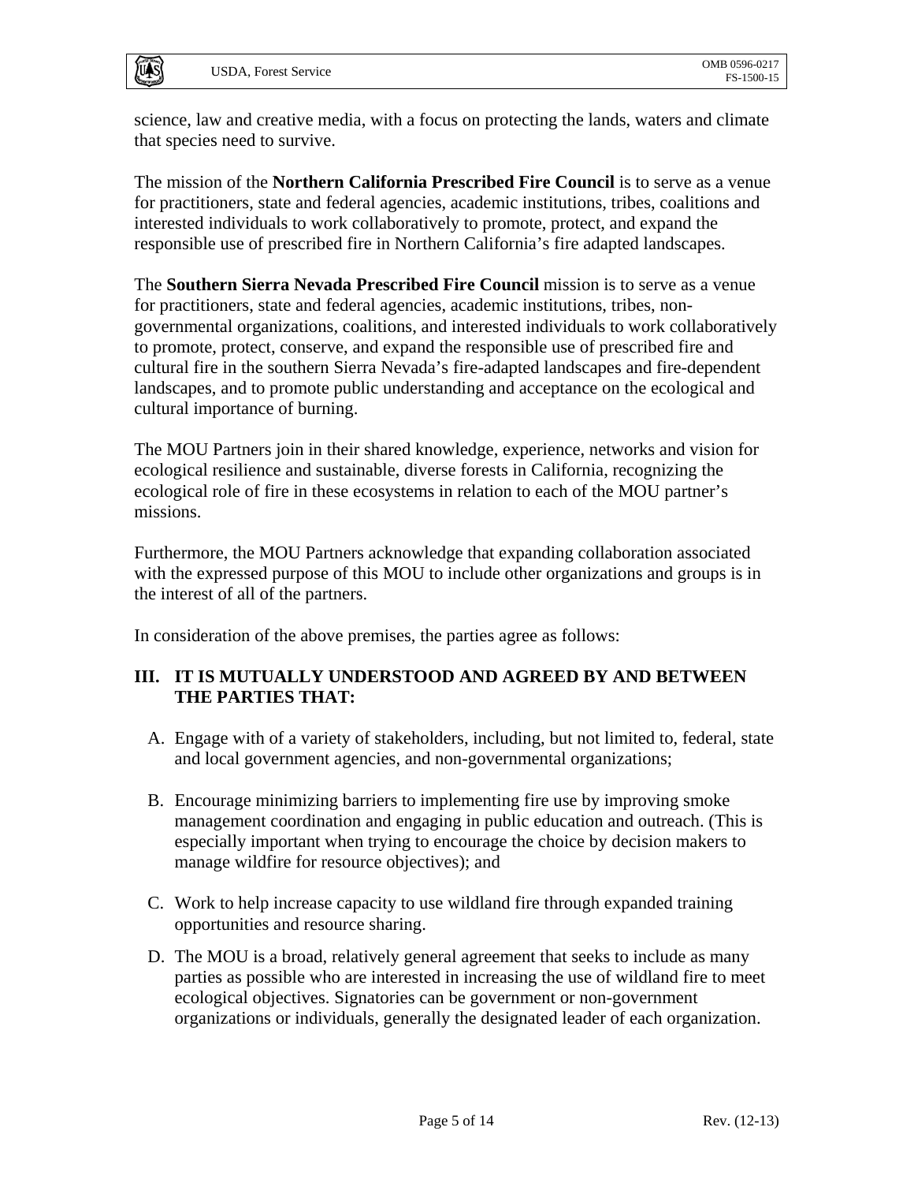science, law and creative media, with a focus on protecting the lands, waters and climate that species need to survive.

The mission of the **Northern California Prescribed Fire Council** is to serve as a venue for practitioners, state and federal agencies, academic institutions, tribes, coalitions and interested individuals to work collaboratively to promote, protect, and expand the responsible use of prescribed fire in Northern California's fire adapted landscapes.

The **Southern Sierra Nevada Prescribed Fire Council** mission is to serve as a venue for practitioners, state and federal agencies, academic institutions, tribes, non-governmental organizations, coalitions, and interested individuals to work collaboratively to promote, protect, conserve, and expand the responsible use of prescribed fire and cultural fire in the southern Sierra Nevada's fire-adapted landscapes and fire-dependent landscapes, and to promote public understanding and acceptance on the ecological and cultural importance of burning.

The MOU Partners join in their shared knowledge, experience, networks and vision for ecological resilience and sustainable, diverse forests in California, recognizing the ecological role of fire in these ecosystems in relation to each of the MOU partner's missions.

Furthermore, the MOU Partners acknowledge that expanding collaboration associated with the expressed purpose of this MOU to include other organizations and groups is in the interest of all of the partners.

In consideration of the above premises, the parties agree as follows:

## III. IT IS MUTUALLY UNDERSTOOD AND AGREED BY AND BETWEEN THE PARTIES THAT:

A. Engage with of a variety of stakeholders, including, but not limited to, federal, state and local government agencies, and non-governmental organizations;

B. Encourage minimizing barriers to implementing fire use by improving smoke management coordination and engaging in public education and outreach. (This is especially important when trying to encourage the choice by decision makers to manage wildfire for resource objectives); and

C. Work to help increase capacity to use wildland fire through expanded training opportunities and resource sharing.

D. The MOU is a broad, relatively general agreement that seeks to include as many parties as possible who are interested in increasing the use of wildland fire to meet ecological objectives. Signatories can be government or non-government organizations or individuals, generally the designated leader of each organization.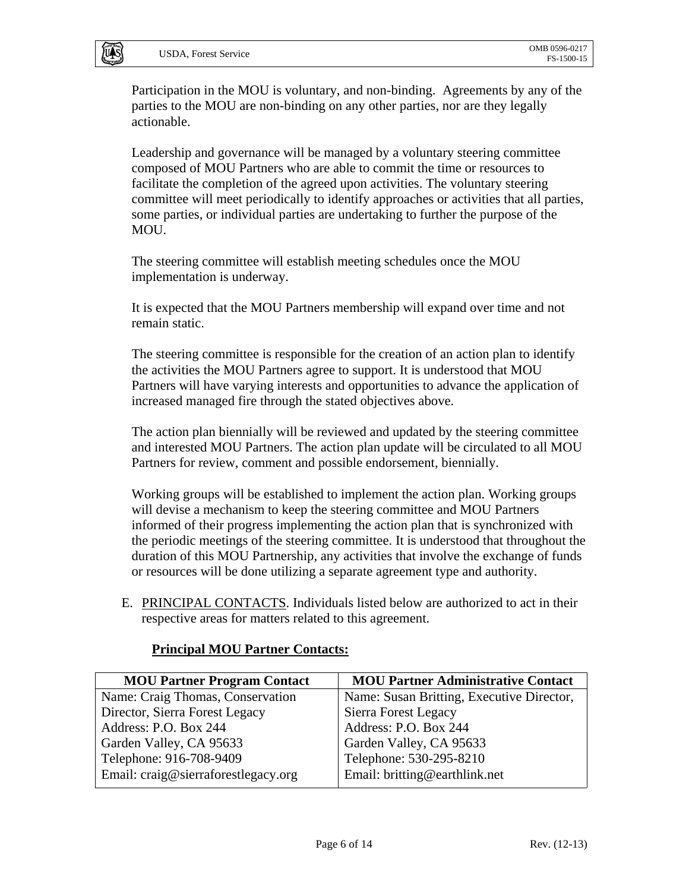Participation in the MOU is voluntary, and non-binding. Agreements by any of the parties to the MOU are non-binding on any other parties, nor are they legally actionable.

Leadership and governance will be managed by a voluntary steering committee composed of MOU Partners who are able to commit the time or resources to facilitate the completion of the agreed upon activities. The voluntary steering committee will meet periodically to identify approaches or activities that all parties, some parties, or individual parties are undertaking to further the purpose of the MOU.

The steering committee will establish meeting schedules once the MOU implementation is underway.

It is expected that the MOU Partners membership will expand over time and not remain static.

The steering committee is responsible for the creation of an action plan to identify the activities the MOU Partners agree to support. It is understood that MOU Partners will have varying interests and opportunities to advance the application of increased managed fire through the stated objectives above.

The action plan biennially will be reviewed and updated by the steering committee and interested MOU Partners. The action plan update will be circulated to all MOU Partners for review, comment and possible endorsement, biennially.

Working groups will be established to implement the action plan. Working groups will devise a mechanism to keep the steering committee and MOU Partners informed of their progress implementing the action plan that is synchronized with the periodic meetings of the steering committee. It is understood that throughout the duration of this MOU Partnership, any activities that involve the exchange of funds or resources will be done utilizing a separate agreement type and authority.

E. PRINCIPAL CONTACTS. Individuals listed below are authorized to act in their respective areas for matters related to this agreement.

**Principal MOU Partner Contacts:**

| MOU Partner Program Contact | MOU Partner Administrative Contact |
|---|---|
| Name: Craig Thomas, Conservation Director, Sierra Forest Legacy<br>Address: P.O. Box 244<br>Garden Valley, CA 95633<br>Telephone: 916-708-9409<br>Email: craig@sierraforestlegacy.org | Name: Susan Britting, Executive Director, Sierra Forest Legacy<br>Address: P.O. Box 244<br>Garden Valley, CA 95633<br>Telephone: 530-295-8210<br>Email: britting@earthlink.net |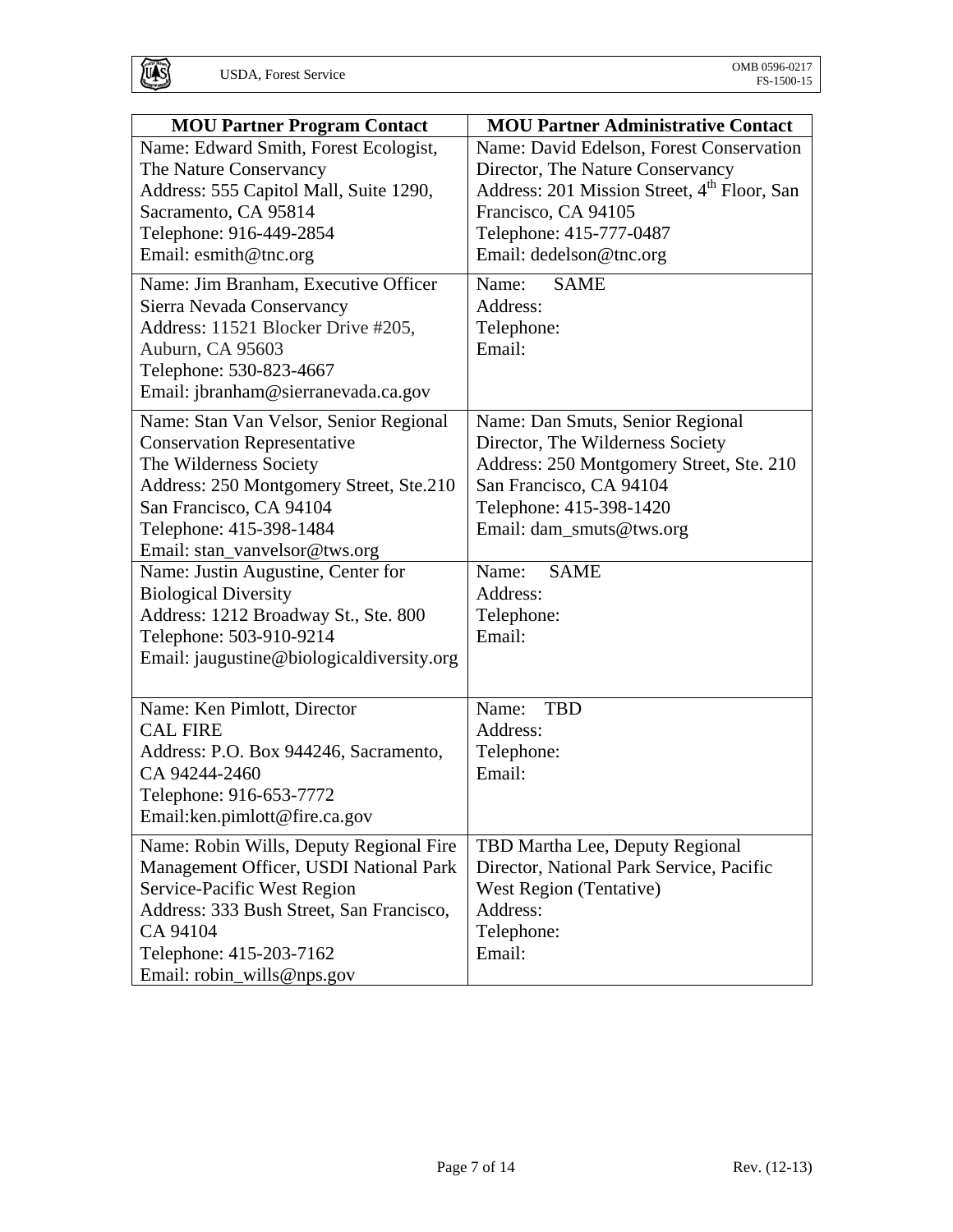| MOU Partner Program Contact | MOU Partner Administrative Contact |
|---|---|
| Name: Edward Smith, Forest Ecologist, The Nature Conservancy<br>Address: 555 Capitol Mall, Suite 1290, Sacramento, CA 95814<br>Telephone: 916-449-2854<br>Email: esmith@tnc.org | Name: David Edelson, Forest Conservation Director, The Nature Conservancy<br>Address: 201 Mission Street, 4th Floor, San Francisco, CA 94105<br>Telephone: 415-777-0487<br>Email: dedelson@tnc.org |
| Name: Jim Branham, Executive Officer Sierra Nevada Conservancy<br>Address: 11521 Blocker Drive #205, Auburn, CA 95603<br>Telephone: 530-823-4667<br>Email: jbranham@sierranevada.ca.gov | Name: SAME<br>Address:<br>Telephone:<br>Email: |
| Name: Stan Van Velsor, Senior Regional Conservation Representative<br>The Wilderness Society<br>Address: 250 Montgomery Street, Ste.210 San Francisco, CA 94104<br>Telephone: 415-398-1484<br>Email: stan_vanvelsor@tws.org | Name: Dan Smuts, Senior Regional Director, The Wilderness Society<br>Address: 250 Montgomery Street, Ste. 210 San Francisco, CA 94104<br>Telephone: 415-398-1420<br>Email: dam_smuts@tws.org |
| Name: Justin Augustine, Center for Biological Diversity<br>Address: 1212 Broadway St., Ste. 800<br>Telephone: 503-910-9214<br>Email: jaugustine@biologicaldiversity.org | Name: SAME<br>Address:<br>Telephone:<br>Email: |
| Name: Ken Pimlott, Director<br>CAL FIRE<br>Address: P.O. Box 944246, Sacramento, CA 94244-2460<br>Telephone: 916-653-7772<br>Email:ken.pimlott@fire.ca.gov | Name: TBD<br>Address:<br>Telephone:<br>Email: |
| Name: Robin Wills, Deputy Regional Fire Management Officer, USDI National Park Service-Pacific West Region<br>Address: 333 Bush Street, San Francisco, CA 94104<br>Telephone: 415-203-7162<br>Email: robin_wills@nps.gov | TBD Martha Lee, Deputy Regional Director, National Park Service, Pacific West Region (Tentative)<br>Address:<br>Telephone:<br>Email: |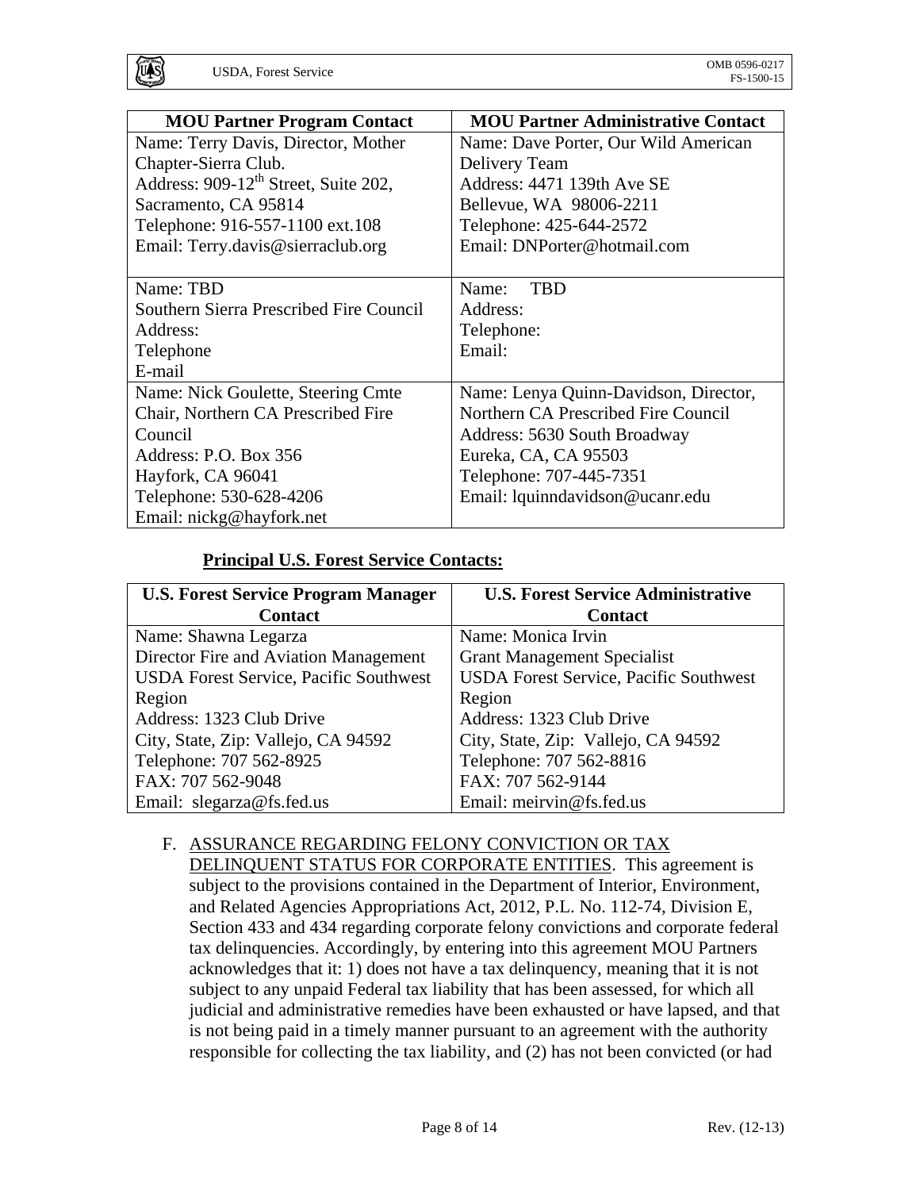| MOU Partner Program Contact | MOU Partner Administrative Contact |
| --- | --- |
| Name: Terry Davis, Director, Mother Chapter-Sierra Club.<br>Address: 909-12th Street, Suite 202, Sacramento, CA 95814<br>Telephone: 916-557-1100 ext.108<br>Email: Terry.davis@sierraclub.org | Name: Dave Porter, Our Wild American Delivery Team<br>Address: 4471 139th Ave SE<br>Bellevue, WA 98006-2211<br>Telephone: 425-644-2572<br>Email: DNPorter@hotmail.com |
| Name: TBD<br>Southern Sierra Prescribed Fire Council<br>Address:<br>Telephone<br>E-mail | Name: TBD<br>Address:<br>Telephone:<br>Email: |
| Name: Nick Goulette, Steering Cmte Chair, Northern CA Prescribed Fire Council<br>Address: P.O. Box 356<br>Hayfork, CA 96041<br>Telephone: 530-628-4206<br>Email: nickg@hayfork.net | Name: Lenya Quinn-Davidson, Director, Northern CA Prescribed Fire Council<br>Address: 5630 South Broadway<br>Eureka, CA, CA 95503<br>Telephone: 707-445-7351<br>Email: lquinndavidson@ucanr.edu |

**Principal U.S. Forest Service Contacts:**

| U.S. Forest Service Program Manager Contact | U.S. Forest Service Administrative Contact |
| --- | --- |
| Name: Shawna Legarza<br>Director Fire and Aviation Management<br>USDA Forest Service, Pacific Southwest Region<br>Address: 1323 Club Drive<br>City, State, Zip: Vallejo, CA 94592<br>Telephone: 707 562-8925<br>FAX: 707 562-9048<br>Email: slegarza@fs.fed.us | Name: Monica Irvin<br>Grant Management Specialist<br>USDA Forest Service, Pacific Southwest Region<br>Address: 1323 Club Drive<br>City, State, Zip: Vallejo, CA 94592<br>Telephone: 707 562-8816<br>FAX: 707 562-9144<br>Email: meirvin@fs.fed.us |

F. ASSURANCE REGARDING FELONY CONVICTION OR TAX DELINQUENT STATUS FOR CORPORATE ENTITIES. This agreement is subject to the provisions contained in the Department of Interior, Environment, and Related Agencies Appropriations Act, 2012, P.L. No. 112-74, Division E, Section 433 and 434 regarding corporate felony convictions and corporate federal tax delinquencies. Accordingly, by entering into this agreement MOU Partners acknowledges that it: 1) does not have a tax delinquency, meaning that it is not subject to any unpaid Federal tax liability that has been assessed, for which all judicial and administrative remedies have been exhausted or have lapsed, and that is not being paid in a timely manner pursuant to an agreement with the authority responsible for collecting the tax liability, and (2) has not been convicted (or had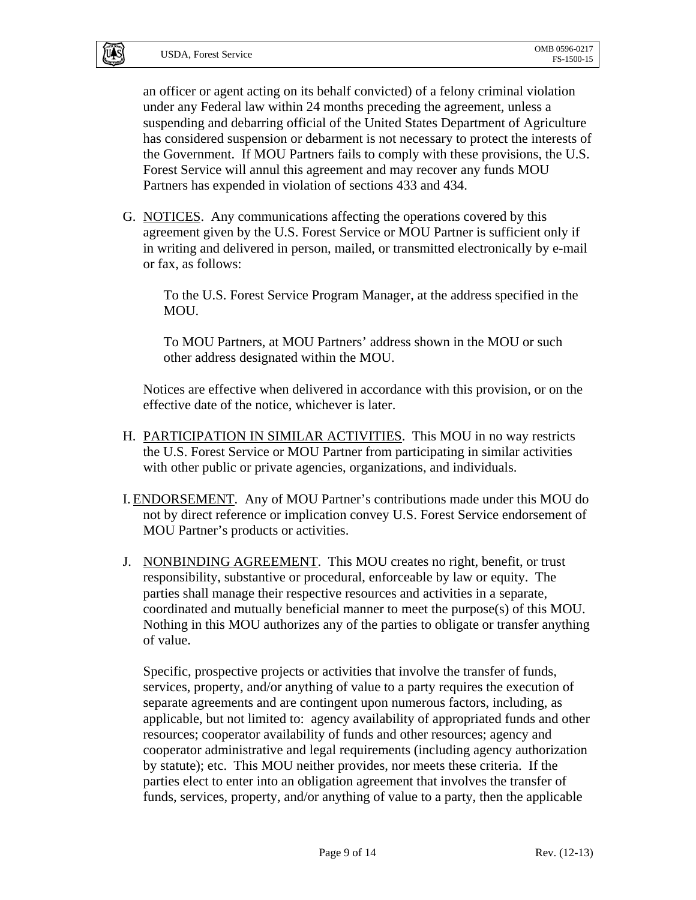an officer or agent acting on its behalf convicted) of a felony criminal violation under any Federal law within 24 months preceding the agreement, unless a suspending and debarring official of the United States Department of Agriculture has considered suspension or debarment is not necessary to protect the interests of the Government. If MOU Partners fails to comply with these provisions, the U.S. Forest Service will annul this agreement and may recover any funds MOU Partners has expended in violation of sections 433 and 434.

G. NOTICES. Any communications affecting the operations covered by this agreement given by the U.S. Forest Service or MOU Partner is sufficient only if in writing and delivered in person, mailed, or transmitted electronically by e-mail or fax, as follows:

   To the U.S. Forest Service Program Manager, at the address specified in the MOU.

   To MOU Partners, at MOU Partners' address shown in the MOU or such other address designated within the MOU.

   Notices are effective when delivered in accordance with this provision, or on the effective date of the notice, whichever is later.

H. PARTICIPATION IN SIMILAR ACTIVITIES. This MOU in no way restricts the U.S. Forest Service or MOU Partner from participating in similar activities with other public or private agencies, organizations, and individuals.

I. ENDORSEMENT. Any of MOU Partner's contributions made under this MOU do not by direct reference or implication convey U.S. Forest Service endorsement of MOU Partner's products or activities.

J. NONBINDING AGREEMENT. This MOU creates no right, benefit, or trust responsibility, substantive or procedural, enforceable by law or equity. The parties shall manage their respective resources and activities in a separate, coordinated and mutually beneficial manner to meet the purpose(s) of this MOU. Nothing in this MOU authorizes any of the parties to obligate or transfer anything of value.

   Specific, prospective projects or activities that involve the transfer of funds, services, property, and/or anything of value to a party requires the execution of separate agreements and are contingent upon numerous factors, including, as applicable, but not limited to: agency availability of appropriated funds and other resources; cooperator availability of funds and other resources; agency and cooperator administrative and legal requirements (including agency authorization by statute); etc. This MOU neither provides, nor meets these criteria. If the parties elect to enter into an obligation agreement that involves the transfer of funds, services, property, and/or anything of value to a party, then the applicable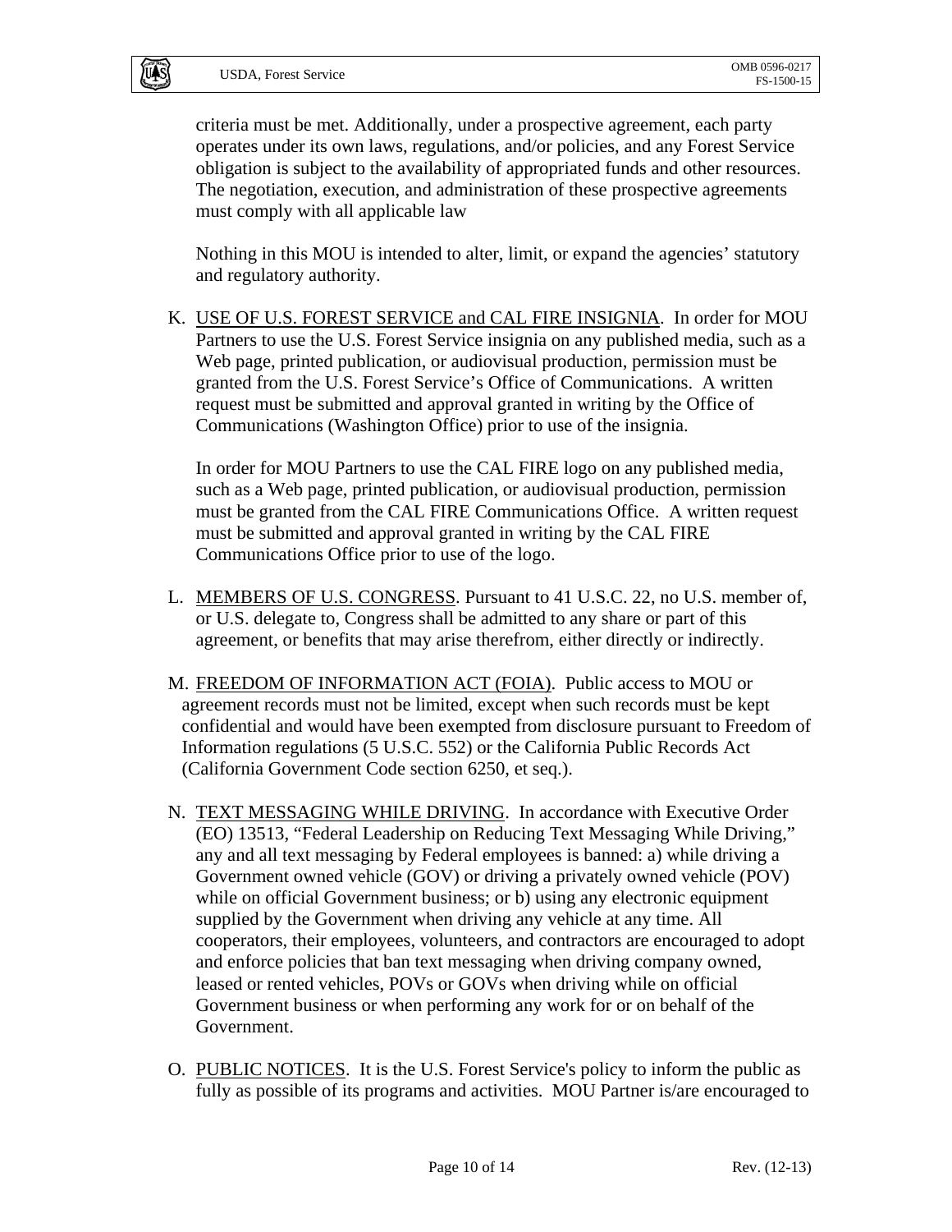criteria must be met. Additionally, under a prospective agreement, each party operates under its own laws, regulations, and/or policies, and any Forest Service obligation is subject to the availability of appropriated funds and other resources. The negotiation, execution, and administration of these prospective agreements must comply with all applicable law

Nothing in this MOU is intended to alter, limit, or expand the agencies' statutory and regulatory authority.

K. USE OF U.S. FOREST SERVICE and CAL FIRE INSIGNIA. In order for MOU Partners to use the U.S. Forest Service insignia on any published media, such as a Web page, printed publication, or audiovisual production, permission must be granted from the U.S. Forest Service's Office of Communications. A written request must be submitted and approval granted in writing by the Office of Communications (Washington Office) prior to use of the insignia.

   In order for MOU Partners to use the CAL FIRE logo on any published media, such as a Web page, printed publication, or audiovisual production, permission must be granted from the CAL FIRE Communications Office. A written request must be submitted and approval granted in writing by the CAL FIRE Communications Office prior to use of the logo.

L. MEMBERS OF U.S. CONGRESS. Pursuant to 41 U.S.C. 22, no U.S. member of, or U.S. delegate to, Congress shall be admitted to any share or part of this agreement, or benefits that may arise therefrom, either directly or indirectly.

M. FREEDOM OF INFORMATION ACT (FOIA). Public access to MOU or agreement records must not be limited, except when such records must be kept confidential and would have been exempted from disclosure pursuant to Freedom of Information regulations (5 U.S.C. 552) or the California Public Records Act (California Government Code section 6250, et seq.).

N. TEXT MESSAGING WHILE DRIVING. In accordance with Executive Order (EO) 13513, "Federal Leadership on Reducing Text Messaging While Driving," any and all text messaging by Federal employees is banned: a) while driving a Government owned vehicle (GOV) or driving a privately owned vehicle (POV) while on official Government business; or b) using any electronic equipment supplied by the Government when driving any vehicle at any time. All cooperators, their employees, volunteers, and contractors are encouraged to adopt and enforce policies that ban text messaging when driving company owned, leased or rented vehicles, POVs or GOVs when driving while on official Government business or when performing any work for or on behalf of the Government.

O. PUBLIC NOTICES. It is the U.S. Forest Service's policy to inform the public as fully as possible of its programs and activities. MOU Partner is/are encouraged to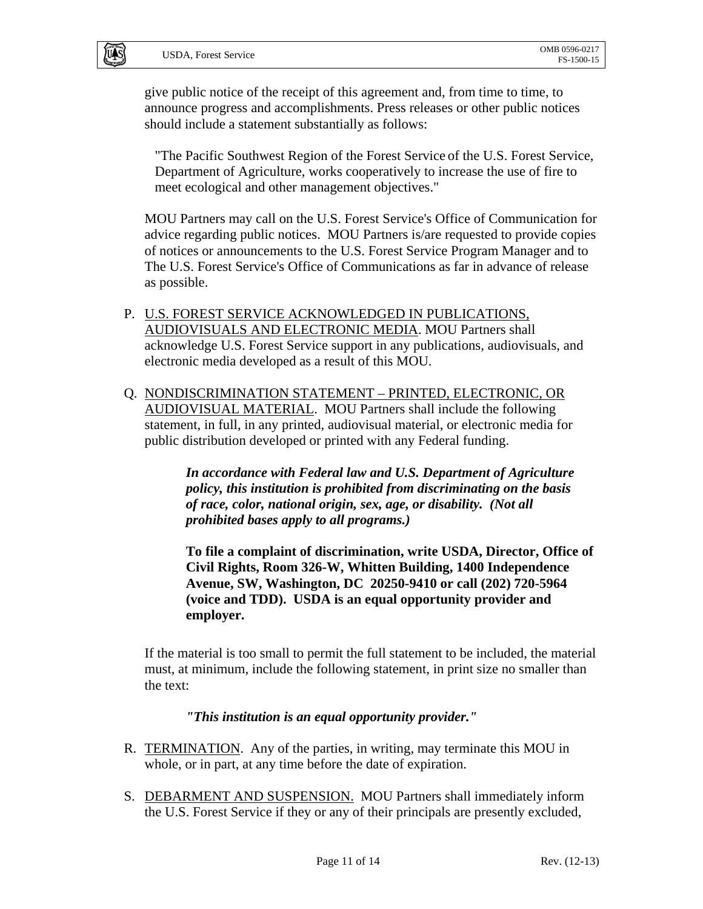give public notice of the receipt of this agreement and, from time to time, to announce progress and accomplishments. Press releases or other public notices should include a statement substantially as follows:

> "The Pacific Southwest Region of the Forest Service of the U.S. Forest Service, Department of Agriculture, works cooperatively to increase the use of fire to meet ecological and other management objectives."

MOU Partners may call on the U.S. Forest Service's Office of Communication for advice regarding public notices. MOU Partners is/are requested to provide copies of notices or announcements to the U.S. Forest Service Program Manager and to The U.S. Forest Service's Office of Communications as far in advance of release as possible.

P. U.S. FOREST SERVICE ACKNOWLEDGED IN PUBLICATIONS, AUDIOVISUALS AND ELECTRONIC MEDIA. MOU Partners shall acknowledge U.S. Forest Service support in any publications, audiovisuals, and electronic media developed as a result of this MOU.

Q. NONDISCRIMINATION STATEMENT – PRINTED, ELECTRONIC, OR AUDIOVISUAL MATERIAL. MOU Partners shall include the following statement, in full, in any printed, audiovisual material, or electronic media for public distribution developed or printed with any Federal funding.

> ***In accordance with Federal law and U.S. Department of Agriculture policy, this institution is prohibited from discriminating on the basis of race, color, national origin, sex, age, or disability. (Not all prohibited bases apply to all programs.)***
>
> **To file a complaint of discrimination, write USDA, Director, Office of Civil Rights, Room 326-W, Whitten Building, 1400 Independence Avenue, SW, Washington, DC 20250-9410 or call (202) 720-5964 (voice and TDD). USDA is an equal opportunity provider and employer.**

If the material is too small to permit the full statement to be included, the material must, at minimum, include the following statement, in print size no smaller than the text:

> ***"This institution is an equal opportunity provider."***

R. TERMINATION. Any of the parties, in writing, may terminate this MOU in whole, or in part, at any time before the date of expiration.

S. DEBARMENT AND SUSPENSION. MOU Partners shall immediately inform the U.S. Forest Service if they or any of their principals are presently excluded,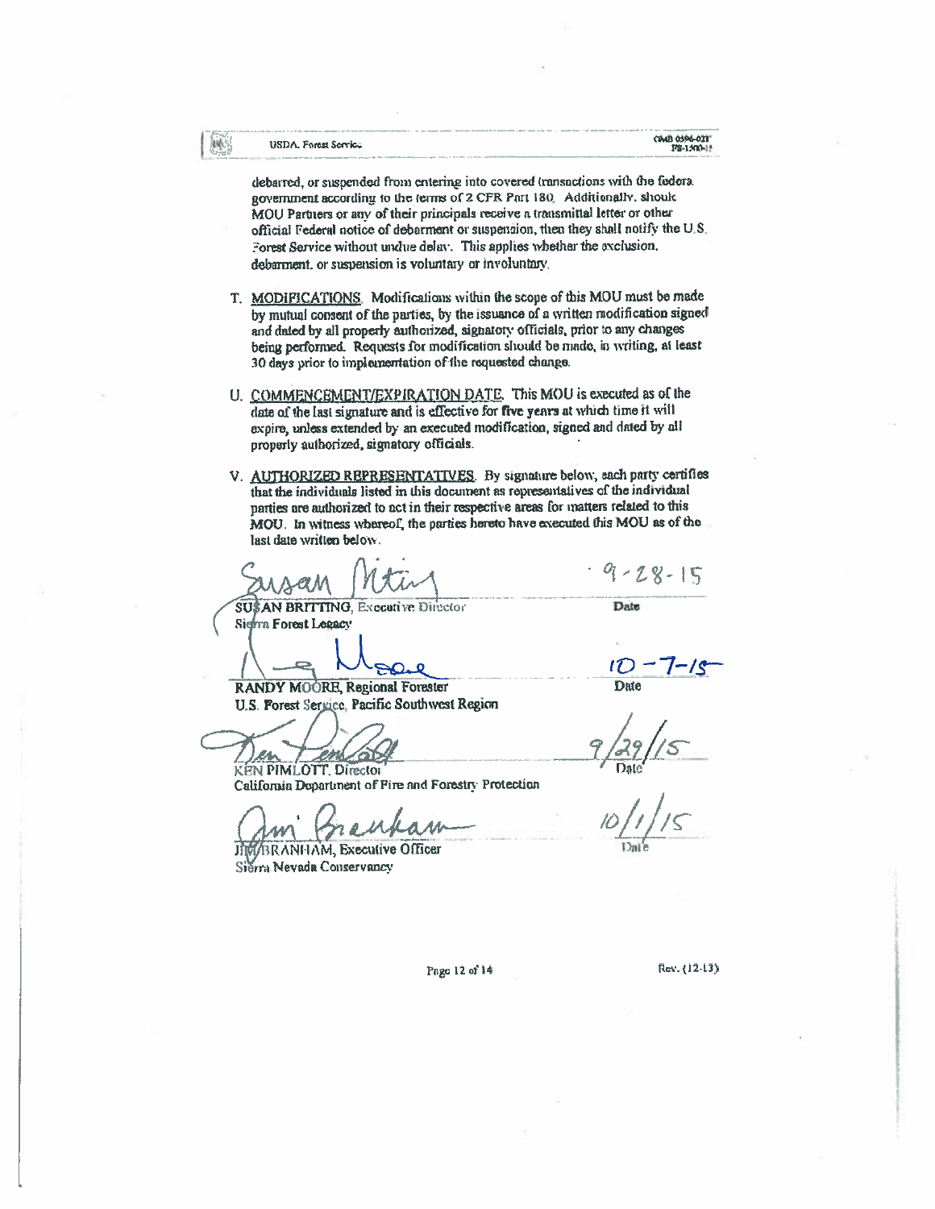debarred, or suspended from entering into covered transactions with the federal government according to the terms of 2 CFR Part 180. Additionally, should MOU Partners or any of their principals receive a transmittal letter or other official Federal notice of debarment or suspension, then they shall notify the U.S. Forest Service without undue delay. This applies whether the exclusion, debarment, or suspension is voluntary or involuntary.

T. <u>MODIFICATIONS</u>. Modifications within the scope of this MOU must be made by mutual consent of the parties, by the issuance of a written modification signed and dated by all properly authorized, signatory officials, prior to any changes being performed. Requests for modification should be made, in writing, at least 30 days prior to implementation of the requested change.

U. <u>COMMENCEMENT/EXPIRATION DATE</u>. This MOU is executed as of the date of the last signature and is effective for five years at which time it will expire, unless extended by an executed modification, signed and dated by all properly authorized, signatory officials.

V. <u>AUTHORIZED REPRESENTATIVES</u>. By signature below, each party certifies that the individuals listed in this document as representatives of the individual parties are authorized to act in their respective areas for matters related to this MOU. In witness whereof, the parties hereto have executed this MOU as of the last date written below.

| | |
|---|---|
| SUSAN BRITTING, Executive Director<br>Sierra Forest Legacy | 9-28-15<br>Date |
| RANDY MOORE, Regional Forester<br>U.S. Forest Service, Pacific Southwest Region | 10-7-15<br>Date |
| KEN PIMLOTT, Director<br>California Department of Fire and Forestry Protection | 9/29/15<br>Date |
| JIM BRANHAM, Executive Officer<br>Sierra Nevada Conservancy | 10/1/15<br>Date |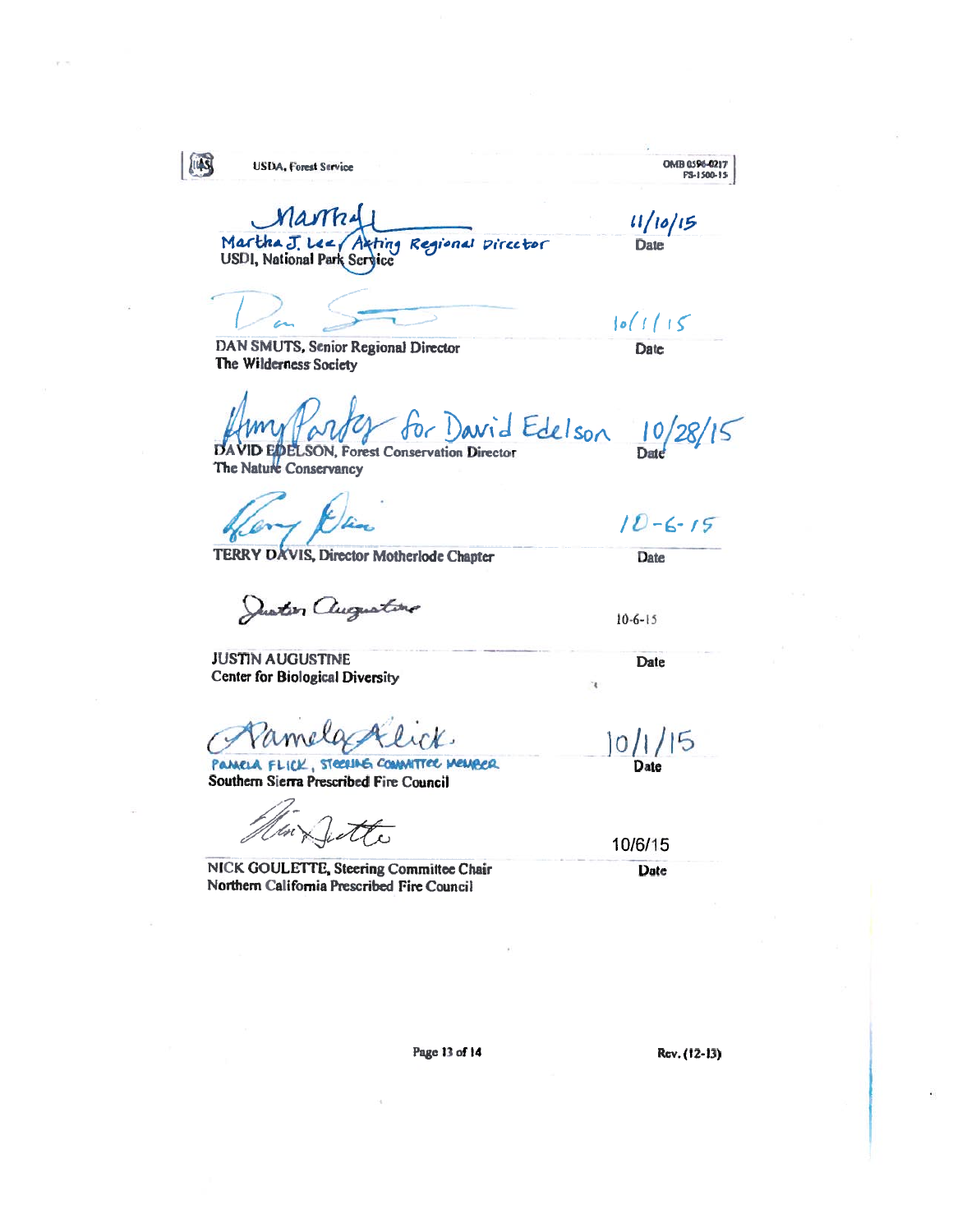Martha J. Lee, Acting Regional Director
USDI, National Park Service

Date: 11/10/15

DAN SMUTS, Senior Regional Director
The Wilderness Society

Date: 10/1/15

Amy Parker for David Edelson

DAVID EDELSON, Forest Conservation Director
The Nature Conservancy

Date: 10/28/15

TERRY DAVIS, Director Motherlode Chapter

Date: 10-6-15

JUSTIN AUGUSTINE
Center for Biological Diversity

Date: 10-6-15

PAMELA FLICK, STEERING COMMITTEE MEMBER
Southern Sierra Prescribed Fire Council

Date: 10/1/15

NICK GOULETTE, Steering Committee Chair
Northern California Prescribed Fire Council

Date: 10/6/15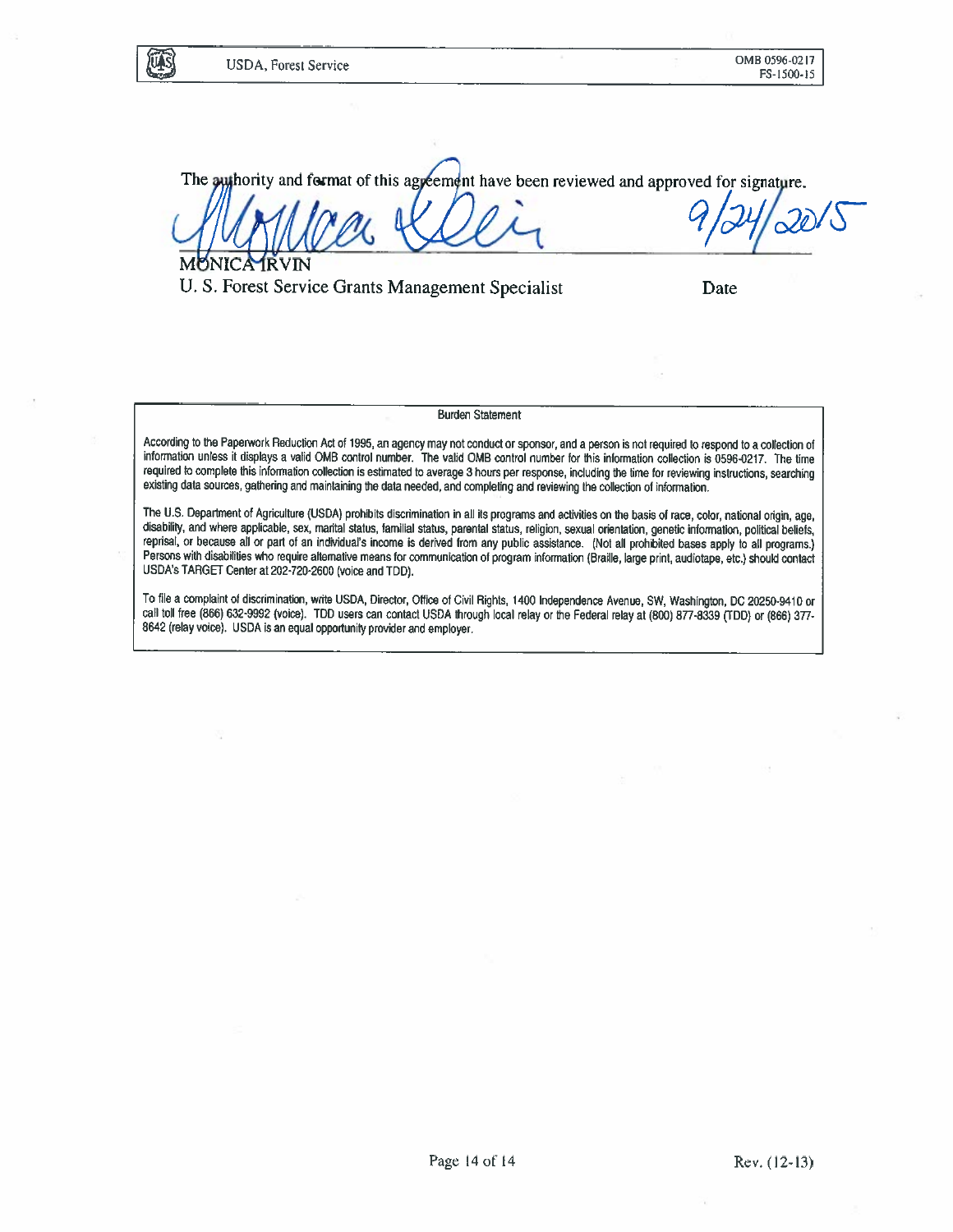The authority and format of this agreement have been reviewed and approved for signature.

MONICA IRVIN  
U. S. Forest Service Grants Management Specialist — Date: 9/24/2015

**Burden Statement**

According to the Paperwork Reduction Act of 1995, an agency may not conduct or sponsor, and a person is not required to respond to a collection of information unless it displays a valid OMB control number. The valid OMB control number for this information collection is 0596-0217. The time required to complete this information collection is estimated to average 3 hours per response, including the time for reviewing instructions, searching existing data sources, gathering and maintaining the data needed, and completing and reviewing the collection of information.

The U.S. Department of Agriculture (USDA) prohibits discrimination in all its programs and activities on the basis of race, color, national origin, age, disability, and where applicable, sex, marital status, familial status, parental status, religion, sexual orientation, genetic information, political beliefs, reprisal, or because all or part of an individual's income is derived from any public assistance. (Not all prohibited bases apply to all programs.) Persons with disabilities who require alternative means for communication of program information (Braille, large print, audiotape, etc.) should contact USDA's TARGET Center at 202-720-2600 (voice and TDD).

To file a complaint of discrimination, write USDA, Director, Office of Civil Rights, 1400 Independence Avenue, SW, Washington, DC 20250-9410 or call toll free (866) 632-9992 (voice). TDD users can contact USDA through local relay or the Federal relay at (800) 877-8339 (TDD) or (866) 377-8642 (relay voice). USDA is an equal opportunity provider and employer.